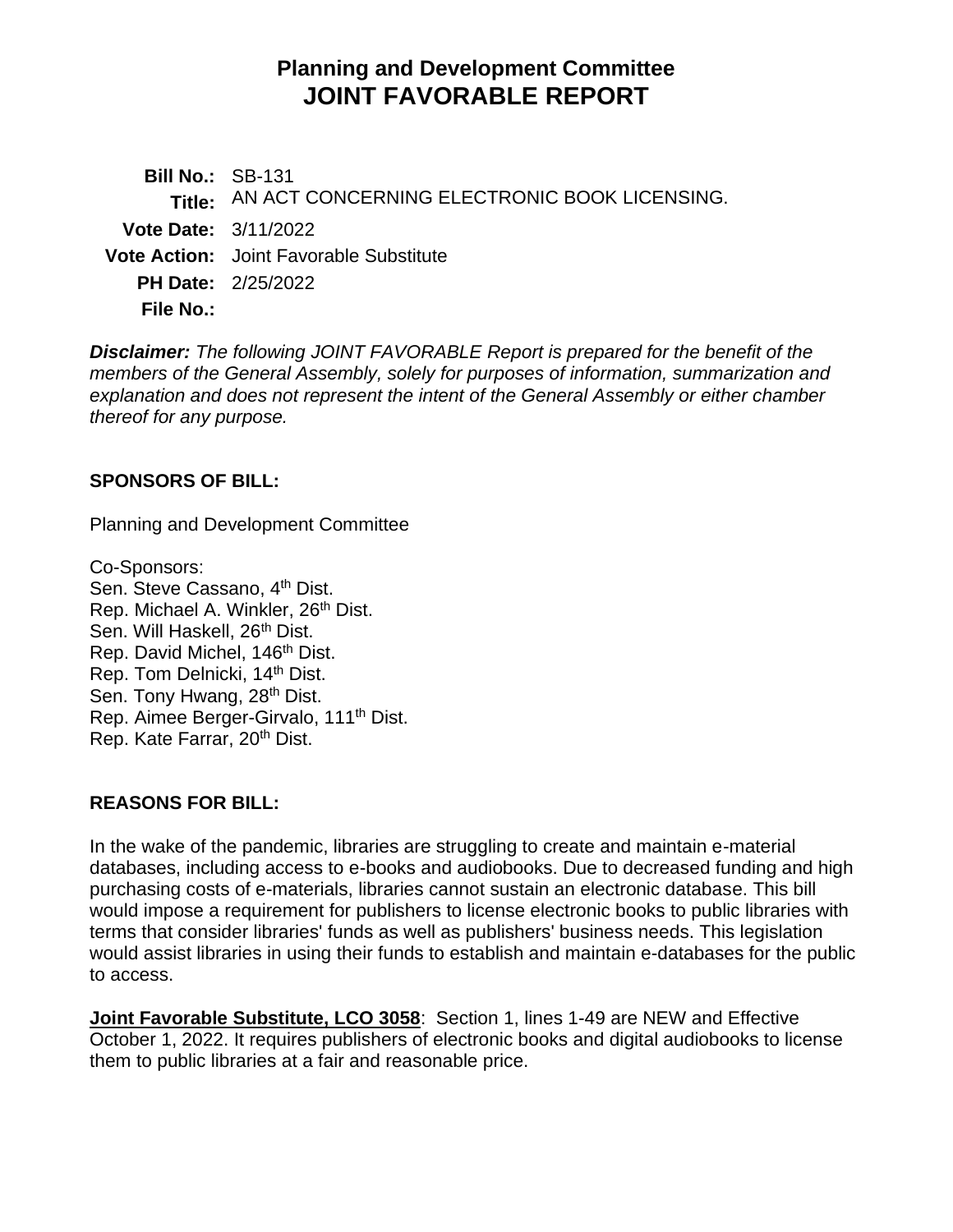# Planning and Development Committee
# JOINT FAVORABLE REPORT

**Bill No.:** SB-131
**Title:** AN ACT CONCERNING ELECTRONIC BOOK LICENSING.
**Vote Date:** 3/11/2022
**Vote Action:** Joint Favorable Substitute
**PH Date:** 2/25/2022
**File No.:**

***Disclaimer:*** *The following JOINT FAVORABLE Report is prepared for the benefit of the members of the General Assembly, solely for purposes of information, summarization and explanation and does not represent the intent of the General Assembly or either chamber thereof for any purpose.*

**SPONSORS OF BILL:**

Planning and Development Committee

Co-Sponsors:
Sen. Steve Cassano, 4th Dist.
Rep. Michael A. Winkler, 26th Dist.
Sen. Will Haskell, 26th Dist.
Rep. David Michel, 146th Dist.
Rep. Tom Delnicki, 14th Dist.
Sen. Tony Hwang, 28th Dist.
Rep. Aimee Berger-Girvalo, 111th Dist.
Rep. Kate Farrar, 20th Dist.

**REASONS FOR BILL:**

In the wake of the pandemic, libraries are struggling to create and maintain e-material databases, including access to e-books and audiobooks. Due to decreased funding and high purchasing costs of e-materials, libraries cannot sustain an electronic database. This bill would impose a requirement for publishers to license electronic books to public libraries with terms that consider libraries' funds as well as publishers' business needs. This legislation would assist libraries in using their funds to establish and maintain e-databases for the public to access.

**Joint Favorable Substitute, LCO 3058**: Section 1, lines 1-49 are NEW and Effective October 1, 2022. It requires publishers of electronic books and digital audiobooks to license them to public libraries at a fair and reasonable price.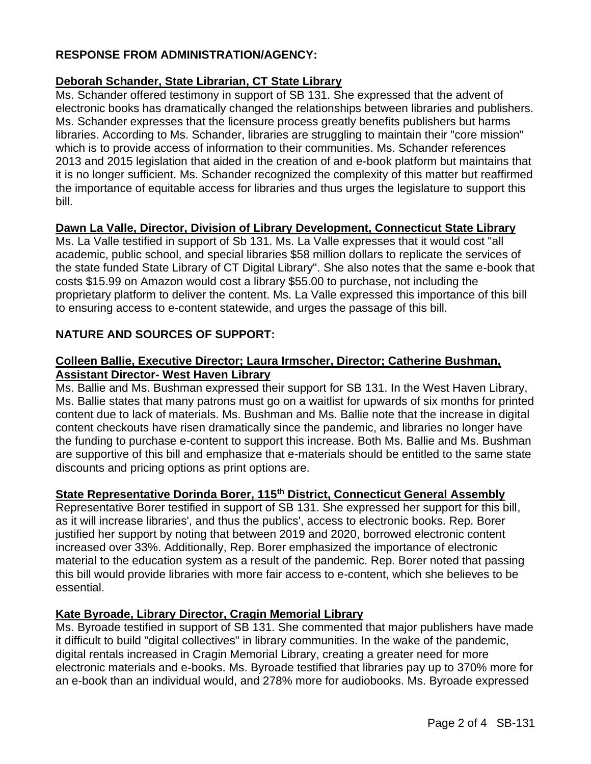**RESPONSE FROM ADMINISTRATION/AGENCY:**

**Deborah Schander, State Librarian, CT State Library**

Ms. Schander offered testimony in support of SB 131. She expressed that the advent of electronic books has dramatically changed the relationships between libraries and publishers. Ms. Schander expresses that the licensure process greatly benefits publishers but harms libraries. According to Ms. Schander, libraries are struggling to maintain their "core mission" which is to provide access of information to their communities. Ms. Schander references 2013 and 2015 legislation that aided in the creation of and e-book platform but maintains that it is no longer sufficient. Ms. Schander recognized the complexity of this matter but reaffirmed the importance of equitable access for libraries and thus urges the legislature to support this bill.

**Dawn La Valle, Director, Division of Library Development, Connecticut State Library**

Ms. La Valle testified in support of Sb 131. Ms. La Valle expresses that it would cost "all academic, public school, and special libraries $58 million dollars to replicate the services of the state funded State Library of CT Digital Library". She also notes that the same e-book that costs $15.99 on Amazon would cost a library $55.00 to purchase, not including the proprietary platform to deliver the content. Ms. La Valle expressed this importance of this bill to ensuring access to e-content statewide, and urges the passage of this bill.

**NATURE AND SOURCES OF SUPPORT:**

**Colleen Ballie, Executive Director; Laura Irmscher, Director; Catherine Bushman, Assistant Director- West Haven Library**

Ms. Ballie and Ms. Bushman expressed their support for SB 131. In the West Haven Library, Ms. Ballie states that many patrons must go on a waitlist for upwards of six months for printed content due to lack of materials. Ms. Bushman and Ms. Ballie note that the increase in digital content checkouts have risen dramatically since the pandemic, and libraries no longer have the funding to purchase e-content to support this increase. Both Ms. Ballie and Ms. Bushman are supportive of this bill and emphasize that e-materials should be entitled to the same state discounts and pricing options as print options are.

**State Representative Dorinda Borer, 115th District, Connecticut General Assembly**

Representative Borer testified in support of SB 131. She expressed her support for this bill, as it will increase libraries', and thus the publics', access to electronic books. Rep. Borer justified her support by noting that between 2019 and 2020, borrowed electronic content increased over 33%. Additionally, Rep. Borer emphasized the importance of electronic material to the education system as a result of the pandemic. Rep. Borer noted that passing this bill would provide libraries with more fair access to e-content, which she believes to be essential.

**Kate Byroade, Library Director, Cragin Memorial Library**

Ms. Byroade testified in support of SB 131. She commented that major publishers have made it difficult to build "digital collectives" in library communities. In the wake of the pandemic, digital rentals increased in Cragin Memorial Library, creating a greater need for more electronic materials and e-books. Ms. Byroade testified that libraries pay up to 370% more for an e-book than an individual would, and 278% more for audiobooks. Ms. Byroade expressed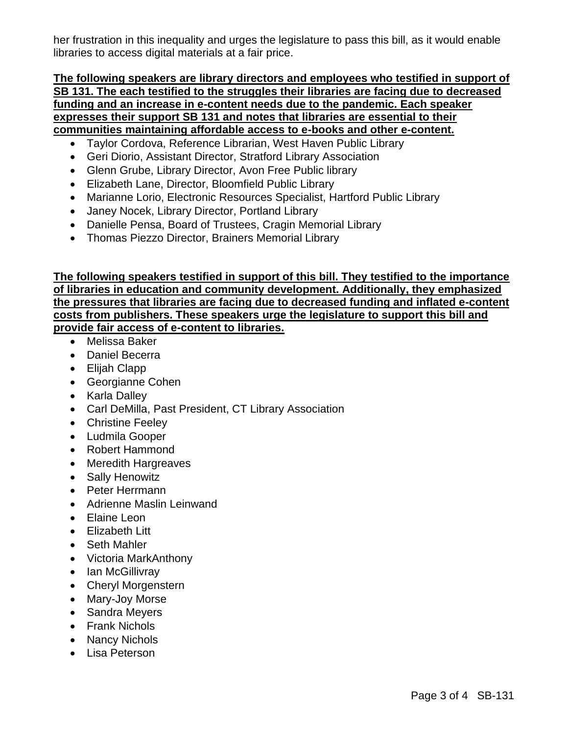her frustration in this inequality and urges the legislature to pass this bill, as it would enable libraries to access digital materials at a fair price.

**The following speakers are library directors and employees who testified in support of SB 131. The each testified to the struggles their libraries are facing due to decreased funding and an increase in e-content needs due to the pandemic. Each speaker expresses their support SB 131 and notes that libraries are essential to their communities maintaining affordable access to e-books and other e-content.**

- Taylor Cordova, Reference Librarian, West Haven Public Library
- Geri Diorio, Assistant Director, Stratford Library Association
- Glenn Grube, Library Director, Avon Free Public library
- Elizabeth Lane, Director, Bloomfield Public Library
- Marianne Lorio, Electronic Resources Specialist, Hartford Public Library
- Janey Nocek, Library Director, Portland Library
- Danielle Pensa, Board of Trustees, Cragin Memorial Library
- Thomas Piezzo Director, Brainers Memorial Library

**The following speakers testified in support of this bill. They testified to the importance of libraries in education and community development. Additionally, they emphasized the pressures that libraries are facing due to decreased funding and inflated e-content costs from publishers. These speakers urge the legislature to support this bill and provide fair access of e-content to libraries.**

- Melissa Baker
- Daniel Becerra
- Elijah Clapp
- Georgianne Cohen
- Karla Dalley
- Carl DeMilla, Past President, CT Library Association
- Christine Feeley
- Ludmila Gooper
- Robert Hammond
- Meredith Hargreaves
- Sally Henowitz
- Peter Herrmann
- Adrienne Maslin Leinwand
- Elaine Leon
- Elizabeth Litt
- Seth Mahler
- Victoria MarkAnthony
- Ian McGillivray
- Cheryl Morgenstern
- Mary-Joy Morse
- Sandra Meyers
- Frank Nichols
- Nancy Nichols
- Lisa Peterson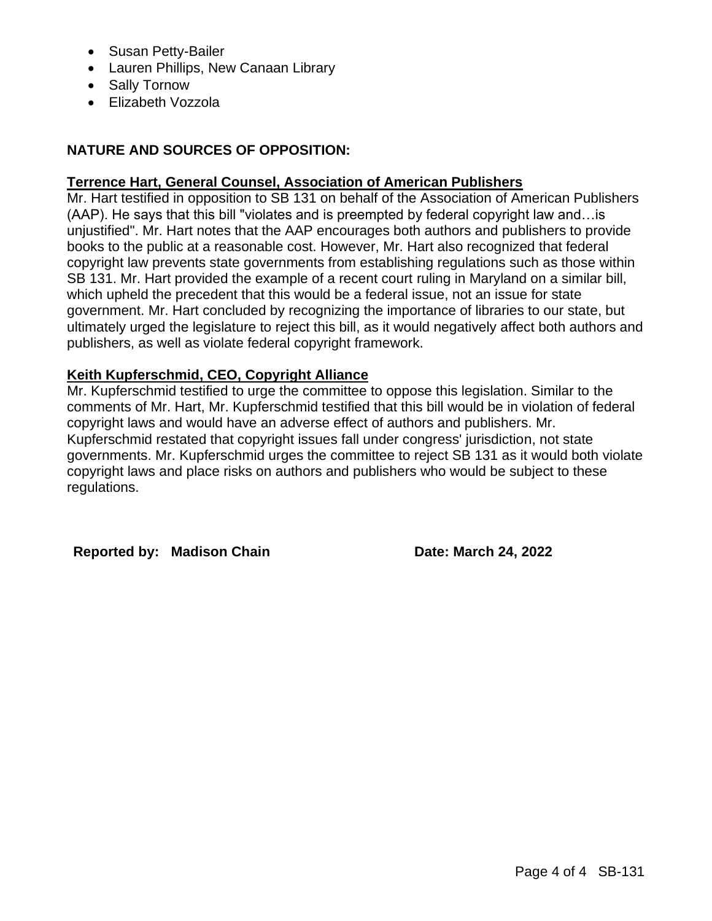- Susan Petty-Bailer
- Lauren Phillips, New Canaan Library
- Sally Tornow
- Elizabeth Vozzola

**NATURE AND SOURCES OF OPPOSITION:**

**Terrence Hart, General Counsel, Association of American Publishers**

Mr. Hart testified in opposition to SB 131 on behalf of the Association of American Publishers (AAP). He says that this bill "violates and is preempted by federal copyright law and…is unjustified". Mr. Hart notes that the AAP encourages both authors and publishers to provide books to the public at a reasonable cost. However, Mr. Hart also recognized that federal copyright law prevents state governments from establishing regulations such as those within SB 131. Mr. Hart provided the example of a recent court ruling in Maryland on a similar bill, which upheld the precedent that this would be a federal issue, not an issue for state government. Mr. Hart concluded by recognizing the importance of libraries to our state, but ultimately urged the legislature to reject this bill, as it would negatively affect both authors and publishers, as well as violate federal copyright framework.

**Keith Kupferschmid, CEO, Copyright Alliance**

Mr. Kupferschmid testified to urge the committee to oppose this legislation. Similar to the comments of Mr. Hart, Mr. Kupferschmid testified that this bill would be in violation of federal copyright laws and would have an adverse effect of authors and publishers. Mr. Kupferschmid restated that copyright issues fall under congress' jurisdiction, not state governments. Mr. Kupferschmid urges the committee to reject SB 131 as it would both violate copyright laws and place risks on authors and publishers who would be subject to these regulations.

**Reported by: Madison Chain** **Date: March 24, 2022**